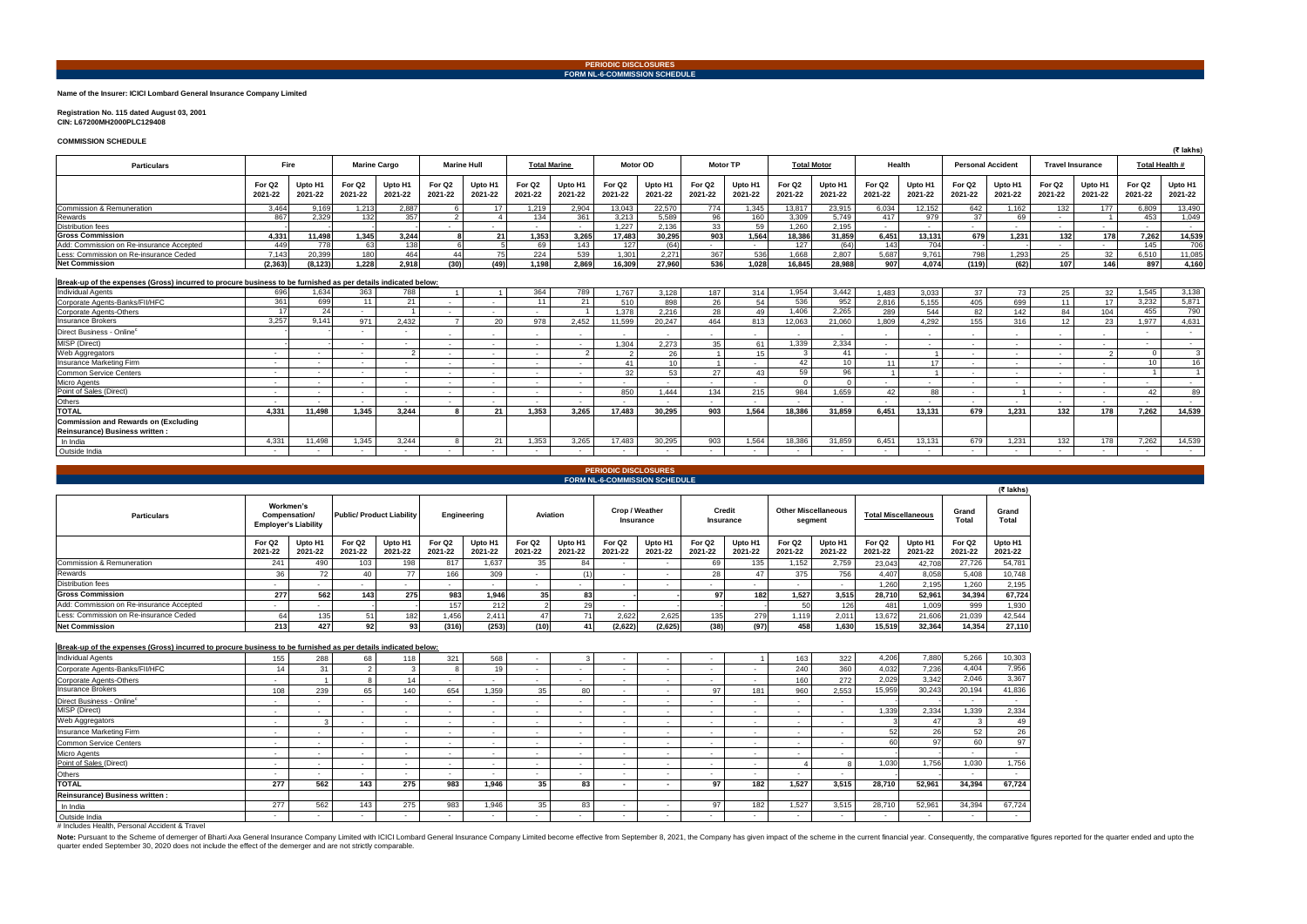# PERIODIC DISCLOSURES
## FORM NL-6-COMMISSION SCHEDULE

**Name of the Insurer: ICICI Lombard General Insurance Company Limited**

**Registration No. 115 dated August 03, 2001**
**CIN: L67200MH2000PLC129408**

**COMMISSION SCHEDULE**

(₹ lakhs)

| Particulars | Fire | | Marine Cargo | | Marine Hull | | Total Marine | | Motor OD | | Motor TP | | Total Motor | | Health | | Personal Accident | | Travel Insurance | | Total Health # | |
|---|---|---|---|---|---|---|---|---|---|---|---|---|---|---|---|---|---|---|---|---|---|---|
| | For Q2 2021-22 | Upto H1 2021-22 | For Q2 2021-22 | Upto H1 2021-22 | For Q2 2021-22 | Upto H1 2021-22 | For Q2 2021-22 | Upto H1 2021-22 | For Q2 2021-22 | Upto H1 2021-22 | For Q2 2021-22 | Upto H1 2021-22 | For Q2 2021-22 | Upto H1 2021-22 | For Q2 2021-22 | Upto H1 2021-22 | For Q2 2021-22 | Upto H1 2021-22 | For Q2 2021-22 | Upto H1 2021-22 | For Q2 2021-22 | Upto H1 2021-22 |
| Commission & Remuneration | 3,464 | 9,169 | 1,213 | 2,887 | 6 | 17 | 1,219 | 2,904 | 13,043 | 22,570 | 774 | 1,345 | 13,817 | 23,915 | 6,034 | 12,152 | 642 | 1,162 | 132 | 177 | 6,809 | 13,490 |
| Rewards | 867 | 2,329 | 132 | 357 | 2 | 4 | 134 | 361 | 3,213 | 5,589 | 96 | 160 | 3,309 | 5,749 | 417 | 979 | 37 | 69 | - | 1 | 453 | 1,049 |
| Distribution fees | - | - | - | - | - | - | - | - | 1,227 | 2,136 | 33 | 59 | 1,260 | 2,195 | - | - | - | - | - | - | - | - |
| **Gross Commission** | **4,331** | **11,498** | **1,345** | **3,244** | **8** | **21** | **1,353** | **3,265** | **17,483** | **30,295** | **903** | **1,564** | **18,386** | **31,859** | **6,451** | **13,131** | **679** | **1,231** | **132** | **178** | **7,262** | **14,539** |
| Add: Commission on Re-insurance Accepted | 449 | 778 | 63 | 138 | 6 | 5 | 69 | 143 | 127 | (64) | - | - | 127 | (64) | 143 | 704 | - | - | - | - | 145 | 706 |
| Less: Commission on Re-insurance Ceded | 7,143 | 20,399 | 180 | 464 | 44 | 75 | 224 | 539 | 1,301 | 2,271 | 367 | 536 | 1,668 | 2,807 | 5,687 | 9,761 | 798 | 1,293 | 25 | 32 | 6,510 | 11,085 |
| **Net Commission** | **(2,363)** | **(8,123)** | **1,228** | **2,918** | **(30)** | **(49)** | **1,198** | **2,869** | **16,309** | **27,960** | **536** | **1,028** | **16,845** | **28,988** | **907** | **4,074** | **(119)** | **(62)** | **107** | **146** | **897** | **4,160** |
| **Break-up of the expenses (Gross) incurred to procure business to be furnished as per details indicated below:** | | | | | | | | | | | | | | | | | | | | | | |
| Individual Agents | 696 | 1,634 | 363 | 788 | 1 | 1 | 364 | 789 | 1,767 | 3,128 | 187 | 314 | 1,954 | 3,442 | 1,483 | 3,033 | 37 | 73 | 25 | 32 | 1,545 | 3,138 |
| Corporate Agents-Banks/FII/HFC | 361 | 699 | 11 | 21 | - | - | 11 | 21 | 510 | 898 | 26 | 54 | 536 | 952 | 2,816 | 5,155 | 405 | 699 | 11 | 17 | 3,232 | 5,871 |
| Corporate Agents-Others | 17 | 24 | - | 1 | - | - | - | 1 | 1,378 | 2,216 | 28 | 49 | 1,406 | 2,265 | 289 | 544 | 82 | 142 | 84 | 104 | 455 | 790 |
| Insurance Brokers | 3,257 | 9,141 | 971 | 2,432 | 7 | 20 | 978 | 2,452 | 11,599 | 20,247 | 464 | 813 | 12,063 | 21,060 | 1,809 | 4,292 | 155 | 316 | 12 | 23 | 1,977 | 4,631 |
| Direct Business - Online[c] | | | - | - | - | - | - | - | - | - | - | - | - | - | - | - | - | - | - | - | - | - |
| MISP (Direct) | - | - | - | - | - | - | - | - | 1,304 | 2,273 | 35 | 61 | 1,339 | 2,334 | - | - | - | - | - | - | - | - |
| Web Aggregators | - | - | - | 2 | - | - | - | 2 | 2 | 26 | 1 | 15 | 3 | 41 | - | 1 | - | - | - | 2 | 0 | 3 |
| Insurance Marketing Firm | - | - | - | - | - | - | - | - | 41 | 10 | 1 | - | 42 | 10 | 11 | 17 | - | - | - | - | 10 | 16 |
| Common Service Centers | - | - | - | - | - | - | - | - | 32 | 53 | 27 | 43 | 59 | 96 | 1 | 1 | - | - | - | - | 1 | 1 |
| Micro Agents | - | - | - | - | - | - | - | - | - | - | - | - | 0 | 0 | - | - | - | - | - | - | - | - |
| Point of Sales (Direct) | - | - | - | - | - | - | - | - | 850 | 1,444 | 134 | 215 | 984 | 1,659 | 42 | 88 | - | 1 | - | - | 42 | 89 |
| Others | - | - | - | - | - | - | - | - | - | - | - | - | - | - | - | - | - | - | - | - | - | - |
| **TOTAL** | **4,331** | **11,498** | **1,345** | **3,244** | **8** | **21** | **1,353** | **3,265** | **17,483** | **30,295** | **903** | **1,564** | **18,386** | **31,859** | **6,451** | **13,131** | **679** | **1,231** | **132** | **178** | **7,262** | **14,539** |
| **Commission and Rewards on (Excluding Reinsurance) Business written :** | | | | | | | | | | | | | | | | | | | | | | |
| In India | 4,331 | 11,498 | 1,345 | 3,244 | 8 | 21 | 1,353 | 3,265 | 17,483 | 30,295 | 903 | 1,564 | 18,386 | 31,859 | 6,451 | 13,131 | 679 | 1,231 | 132 | 178 | 7,262 | 14,539 |
| Outside India | - | - | - | - | - | - | - | - | - | - | - | - | - | - | - | - | - | - | - | - | - | - |

# PERIODIC DISCLOSURES
## FORM NL-6-COMMISSION SCHEDULE

(₹ lakhs)

| Particulars | Workmen's Compensation/ Employer's Liability | | Public/ Product Liability | | Engineering | | Aviation | | Crop / Weather Insurance | | Credit Insurance | | Other Miscellaneous segment | | Total Miscellaneous | | Grand Total | Grand Total |
|---|---|---|---|---|---|---|---|---|---|---|---|---|---|---|---|---|---|---|
| | For Q2 2021-22 | Upto H1 2021-22 | For Q2 2021-22 | Upto H1 2021-22 | For Q2 2021-22 | Upto H1 2021-22 | For Q2 2021-22 | Upto H1 2021-22 | For Q2 2021-22 | Upto H1 2021-22 | For Q2 2021-22 | Upto H1 2021-22 | For Q2 2021-22 | Upto H1 2021-22 | For Q2 2021-22 | Upto H1 2021-22 | For Q2 2021-22 | Upto H1 2021-22 |
| Commission & Remuneration | 241 | 490 | 103 | 198 | 817 | 1,637 | 35 | 84 | - | - | 69 | 135 | 1,152 | 2,759 | 23,043 | 42,708 | 27,726 | 54,781 |
| Rewards | 36 | 72 | 40 | 77 | 166 | 309 | - | (1) | - | - | 28 | 47 | 375 | 756 | 4,407 | 8,058 | 5,408 | 10,748 |
| Distribution fees | - | - | - | - | - | - | - | - | - | - | - | - | - | - | 1,260 | 2,195 | 1,260 | 2,195 |
| **Gross Commission** | **277** | **562** | **143** | **275** | **983** | **1,946** | **35** | **83** | **-** | **-** | **97** | **182** | **1,527** | **3,515** | **28,710** | **52,961** | **34,394** | **67,724** |
| Add: Commission on Re-insurance Accepted | - | - | | | 157 | 212 | 2 | 29 | - | | | | 50 | 126 | 481 | 1,009 | 999 | 1,930 |
| Less: Commission on Re-insurance Ceded | 64 | 135 | 51 | 182 | 1,456 | 2,411 | 47 | 71 | 2,622 | 2,625 | 135 | 279 | 1,119 | 2,011 | 13,672 | 21,606 | 21,039 | 42,544 |
| **Net Commission** | **213** | **427** | **92** | **93** | **(316)** | **(253)** | **(10)** | **41** | **(2,622)** | **(2,625)** | **(38)** | **(97)** | **458** | **1,630** | **15,519** | **32,364** | **14,354** | **27,110** |
| **Break-up of the expenses (Gross) incurred to procure business to be furnished as per details indicated below:** | | | | | | | | | | | | | | | | | | |
| Individual Agents | 155 | 288 | 68 | 118 | 321 | 568 | - | 3 | - | - | - | 1 | 163 | 322 | 4,206 | 7,880 | 5,266 | 10,303 |
| Corporate Agents-Banks/FII/HFC | 14 | 31 | 2 | 3 | 8 | 19 | - | - | - | - | - | - | 240 | 360 | 4,032 | 7,236 | 4,404 | 7,956 |
| Corporate Agents-Others | - | 1 | 8 | 14 | - | - | - | - | - | - | - | - | 160 | 272 | 2,029 | 3,342 | 2,046 | 3,367 |
| Insurance Brokers | 108 | 239 | 65 | 140 | 654 | 1,359 | 35 | 80 | - | - | 97 | 181 | 960 | 2,553 | 15,959 | 30,243 | 20,194 | 41,836 |
| Direct Business - Online[c] | - | - | - | - | - | - | - | - | - | - | - | - | - | - | | | - | - |
| MISP (Direct) | - | - | - | - | - | - | - | - | - | - | - | - | - | - | 1,339 | 2,334 | 1,339 | 2,334 |
| Web Aggregators | - | 3 | - | - | - | - | - | - | - | - | - | - | - | - | 3 | 47 | 3 | 49 |
| Insurance Marketing Firm | - | - | - | - | - | - | - | - | - | - | - | - | - | - | 52 | 26 | 52 | 26 |
| Common Service Centers | - | - | - | - | - | - | - | - | - | - | - | - | - | - | 60 | 97 | 60 | 97 |
| Micro Agents | - | - | - | - | - | - | - | - | - | - | - | - | - | - | | | - | - |
| Point of Sales (Direct) | - | - | - | - | - | - | - | - | - | - | - | - | 4 | 8 | 1,030 | 1,756 | 1,030 | 1,756 |
| Others | - | - | - | - | - | - | - | - | - | - | - | - | - | - | | | - | - |
| **TOTAL** | **277** | **562** | **143** | **275** | **983** | **1,946** | **35** | **83** | **-** | **-** | **97** | **182** | **1,527** | **3,515** | **28,710** | **52,961** | **34,394** | **67,724** |
| **Reinsurance) Business written :** | | | | | | | | | | | | | | | | | | |
| In India | 277 | 562 | 143 | 275 | 983 | 1,946 | 35 | 83 | - | - | 97 | 182 | 1,527 | 3,515 | 28,710 | 52,961 | 34,394 | 67,724 |
| Outside India | - | - | - | - | - | - | - | - | - | - | - | - | - | - | - | - | - | - |

# Includes Health, Personal Accident & Travel

Note: Pursuant to the Scheme of demerger of Bharti Axa General Insurance Company Limited with ICICI Lombard General Insurance Company Limited become effective from September 8, 2021, the Company has given impact of the scheme in the current financial year. Consequently, the comparative figures reported for the quarter ended and upto the quarter ended September 30, 2020 does not include the effect of the demerger and are not strictly comparable.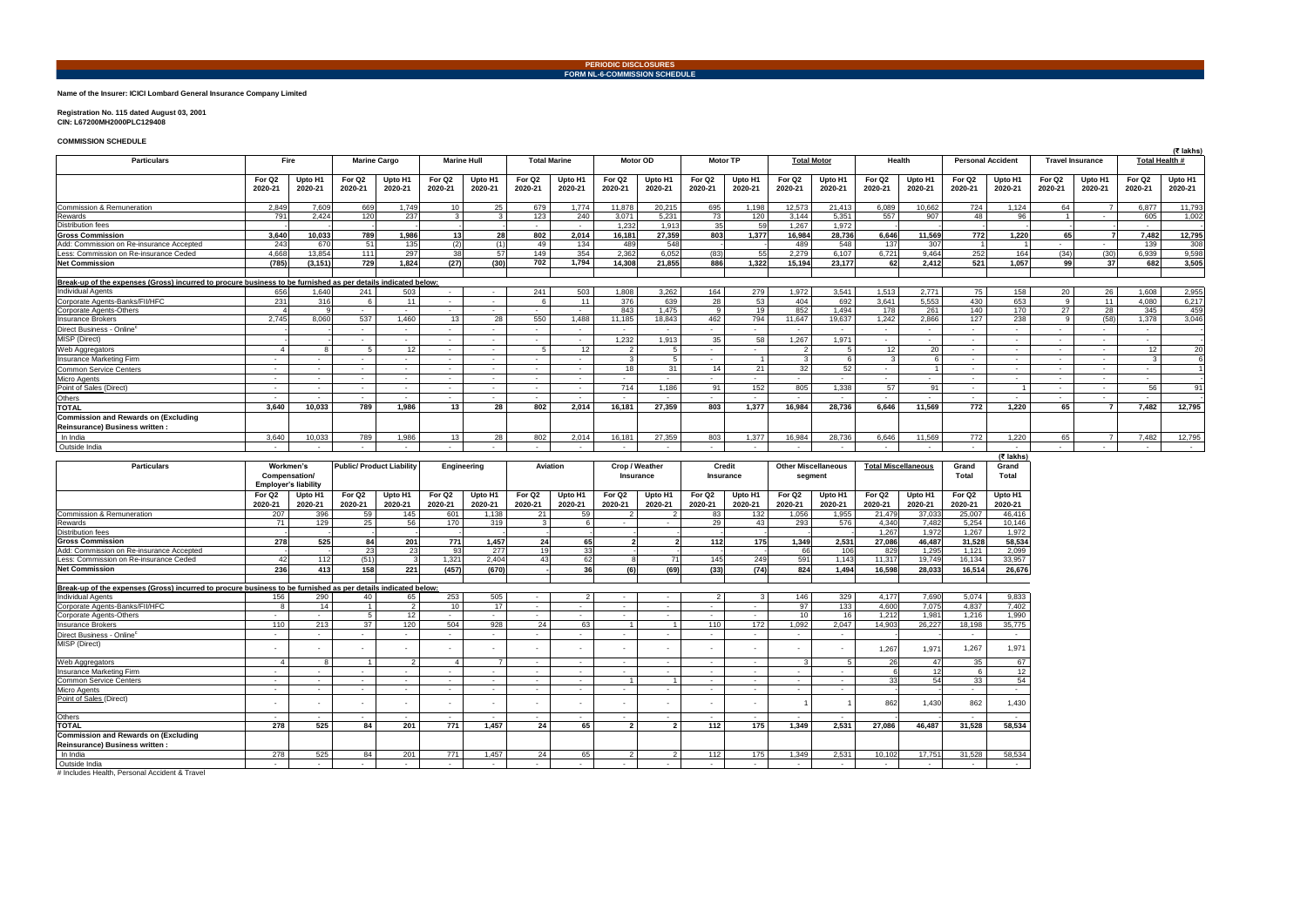**PERIODIC DISCLOSURES**

**FORM NL-6-COMMISSION SCHEDULE**

**Name of the Insurer: ICICI Lombard General Insurance Company Limited**

**Registration No. 115 dated August 03, 2001**
**CIN: L67200MH2000PLC129408**

**COMMISSION SCHEDULE**

(₹ lakhs)

| Particulars | Fire | | Marine Cargo | | Marine Hull | | Total Marine | | Motor OD | | Motor TP | | Total Motor | | Health | | Personal Accident | | Travel Insurance | | Total Health # | |
|---|---|---|---|---|---|---|---|---|---|---|---|---|---|---|---|---|---|---|---|---|---|---|
| | For Q2 2020-21 | Upto H1 2020-21 | For Q2 2020-21 | Upto H1 2020-21 | For Q2 2020-21 | Upto H1 2020-21 | For Q2 2020-21 | Upto H1 2020-21 | For Q2 2020-21 | Upto H1 2020-21 | For Q2 2020-21 | Upto H1 2020-21 | For Q2 2020-21 | Upto H1 2020-21 | For Q2 2020-21 | Upto H1 2020-21 | For Q2 2020-21 | Upto H1 2020-21 | For Q2 2020-21 | Upto H1 2020-21 | For Q2 2020-21 | Upto H1 2020-21 |
| Commission & Remuneration | 2,849 | 7,609 | 669 | 1,749 | 10 | 25 | 679 | 1,774 | 11,878 | 20,215 | 695 | 1,198 | 12,573 | 21,413 | 6,089 | 10,662 | 724 | 1,124 | 64 | 7 | 6,877 | 11,793 |
| Rewards | 791 | 2,424 | 120 | 237 | 3 | 3 | 123 | 240 | 3,071 | 5,231 | 73 | 120 | 3,144 | 5,351 | 557 | 907 | 48 | 96 | 1 | - | 605 | 1,002 |
| Distribution fees | | | | | | | - | - | 1,232 | 1,913 | 35 | 59 | 1,267 | 1,972 | | | | | | | - | - |
| **Gross Commission** | **3,640** | **10,033** | **789** | **1,986** | **13** | **28** | **802** | **2,014** | **16,181** | **27,359** | **803** | **1,377** | **16,984** | **28,736** | **6,646** | **11,569** | **772** | **1,220** | **65** | **7** | **7,482** | **12,795** |
| Add: Commission on Re-insurance Accepted | 243 | 670 | 51 | 135 | (2) | (1) | 49 | 134 | 489 | 548 | | | 489 | 548 | 137 | 307 | 1 | 1 | - | - | 139 | 308 |
| Less: Commission on Re-insurance Ceded | 4,668 | 13,854 | 111 | 297 | 38 | 57 | 149 | 354 | 2,362 | 6,052 | (83) | 55 | 2,279 | 6,107 | 6,721 | 9,464 | 252 | 164 | (34) | (30) | 6,939 | 9,598 |
| **Net Commission** | **(785)** | **(3,151)** | **729** | **1,824** | **(27)** | **(30)** | **702** | **1,794** | **14,308** | **21,855** | **886** | **1,322** | **15,194** | **23,177** | **62** | **2,412** | **521** | **1,057** | **99** | **37** | **682** | **3,505** |
| **Break-up of the expenses (Gross) incurred to procure business to be furnished as per details indicated below:** | | | | | | | | | | | | | | | | | | | | | | |
| Individual Agents | 656 | 1,640 | 241 | 503 | - | - | 241 | 503 | 1,808 | 3,262 | 164 | 279 | 1,972 | 3,541 | 1,513 | 2,771 | 75 | 158 | 20 | 26 | 1,608 | 2,955 |
| Corporate Agents-Banks/FII/HFC | 231 | 316 | 6 | 11 | - | - | 6 | 11 | 376 | 639 | 28 | 53 | 404 | 692 | 3,641 | 5,553 | 430 | 653 | 9 | 11 | 4,080 | 6,217 |
| Corporate Agents-Others | 4 | 9 | - | - | - | - | - | - | 843 | 1,475 | 9 | 19 | 852 | 1,494 | 178 | 261 | 140 | 170 | 27 | 28 | 345 | 459 |
| Insurance Brokers | 2,745 | 8,060 | 537 | 1,460 | 13 | 28 | 550 | 1,488 | 11,185 | 18,843 | 462 | 794 | 11,647 | 19,637 | 1,242 | 2,866 | 127 | 238 | 9 | (58) | 1,378 | 3,046 |
| Direct Business - Online[£] | - | - | - | - | - | - | - | - | - | - | - | - | - | - | - | - | - | - | - | - | - | - |
| MISP (Direct) | - | - | - | - | - | - | - | - | 1,232 | 1,913 | 35 | 58 | 1,267 | 1,971 | - | - | - | - | - | - | - | - |
| Web Aggregators | 4 | 8 | 5 | 12 | - | - | 5 | 12 | 2 | 5 | - | - | 2 | 5 | 12 | 20 | - | - | - | - | 12 | 20 |
| Insurance Marketing Firm | - | - | - | - | - | - | - | - | 3 | 5 | - | 1 | 3 | 6 | 3 | 6 | - | - | - | - | 3 | 6 |
| Common Service Centers | - | - | - | - | - | - | - | - | 18 | 31 | 14 | 21 | 32 | 52 | - | 1 | - | - | - | - | - | 1 |
| Micro Agents | - | - | - | - | - | - | - | - | - | - | - | - | - | - | - | - | - | - | - | - | - | - |
| Point of Sales (Direct) | - | - | - | - | - | - | - | - | 714 | 1,186 | 91 | 152 | 805 | 1,338 | 57 | 91 | - | 1 | - | - | 56 | 91 |
| Others | - | - | - | - | - | - | - | - | - | - | - | - | - | - | - | - | - | - | - | - | - | - |
| **TOTAL** | **3,640** | **10,033** | **789** | **1,986** | **13** | **28** | **802** | **2,014** | **16,181** | **27,359** | **803** | **1,377** | **16,984** | **28,736** | **6,646** | **11,569** | **772** | **1,220** | **65** | **7** | **7,482** | **12,795** |
| **Commission and Rewards on (Excluding Reinsurance) Business written :** | | | | | | | | | | | | | | | | | | | | | | |
| In India | 3,640 | 10,033 | 789 | 1,986 | 13 | 28 | 802 | 2,014 | 16,181 | 27,359 | 803 | 1,377 | 16,984 | 28,736 | 6,646 | 11,569 | 772 | 1,220 | 65 | 7 | 7,482 | 12,795 |
| Outside India | - | - | - | - | - | - | - | - | - | - | - | - | - | - | - | - | - | - | - | - | - | - |

(₹ lakhs)

| Particulars | Workmen's Compensation/ Employer's liability | | Public/ Product Liability | | Engineering | | Aviation | | Crop / Weather Insurance | | Credit Insurance | | Other Miscellaneous segment | | Total Miscellaneous | | Grand Total | Grand Total |
|---|---|---|---|---|---|---|---|---|---|---|---|---|---|---|---|---|---|---|
| | For Q2 2020-21 | Upto H1 2020-21 | For Q2 2020-21 | Upto H1 2020-21 | For Q2 2020-21 | Upto H1 2020-21 | For Q2 2020-21 | Upto H1 2020-21 | For Q2 2020-21 | Upto H1 2020-21 | For Q2 2020-21 | Upto H1 2020-21 | For Q2 2020-21 | Upto H1 2020-21 | For Q2 2020-21 | Upto H1 2020-21 | For Q2 2020-21 | Upto H1 2020-21 |
| Commission & Remuneration | 207 | 396 | 59 | 145 | 601 | 1,138 | 21 | 59 | 2 | 2 | 83 | 132 | 1,056 | 1,955 | 21,479 | 37,033 | 25,007 | 46,416 |
| Rewards | 71 | 129 | 25 | 56 | 170 | 319 | 3 | 6 | - | - | 29 | 43 | 293 | 576 | 4,340 | 7,482 | 5,254 | 10,146 |
| Distribution fees | | | | | | | | | | | | | | | 1,267 | 1,972 | 1,267 | 1,972 |
| **Gross Commission** | **278** | **525** | **84** | **201** | **771** | **1,457** | **24** | **65** | **2** | **2** | **112** | **175** | **1,349** | **2,531** | **27,086** | **46,487** | **31,528** | **58,534** |
| Add: Commission on Re-insurance Accepted | - | - | 23 | 23 | 93 | 277 | 19 | 33 | | | | | 66 | 106 | 829 | 1,295 | 1,121 | 2,099 |
| Less: Commission on Re-insurance Ceded | 42 | 112 | (51) | 3 | 1,321 | 2,404 | 43 | 62 | 8 | 71 | 145 | 249 | 591 | 1,143 | 11,317 | 19,749 | 16,134 | 33,957 |
| **Net Commission** | **236** | **413** | **158** | **221** | **(457)** | **(670)** | **-** | **36** | **(6)** | **(69)** | **(33)** | **(74)** | **824** | **1,494** | **16,598** | **28,033** | **16,514** | **26,676** |
| **Break-up of the expenses (Gross) incurred to procure business to be furnished as per details indicated below:** | | | | | | | | | | | | | | | | | | |
| Individual Agents | 156 | 290 | 40 | 65 | 253 | 505 | - | 2 | - | - | 2 | 3 | 146 | 329 | 4,177 | 7,690 | 5,074 | 9,833 |
| Corporate Agents-Banks/FII/HFC | 8 | 14 | 1 | 2 | 10 | 17 | - | - | - | - | - | - | 97 | 133 | 4,600 | 7,075 | 4,837 | 7,402 |
| Corporate Agents-Others | - | - | 5 | 12 | - | - | - | - | - | - | - | - | 10 | 16 | 1,212 | 1,981 | 1,216 | 1,990 |
| Insurance Brokers | 110 | 213 | 37 | 120 | 504 | 928 | 24 | 63 | 1 | 1 | 110 | 172 | 1,092 | 2,047 | 14,903 | 26,227 | 18,198 | 35,775 |
| Direct Business - Online[£] | - | - | - | - | - | - | - | - | - | - | - | - | - | - | - | - | - | - |
| MISP (Direct) | - | - | - | - | - | - | - | - | - | - | - | - | - | - | 1,267 | 1,971 | 1,267 | 1,971 |
| Web Aggregators | 4 | 8 | 1 | 2 | 4 | 7 | - | - | - | - | - | - | 3 | 5 | 26 | 47 | 35 | 67 |
| Insurance Marketing Firm | - | - | - | - | - | - | - | - | - | - | - | - | - | - | 6 | 12 | 6 | 12 |
| Common Service Centers | - | - | - | - | - | - | - | - | 1 | 1 | - | - | - | - | 33 | 54 | 33 | 54 |
| Micro Agents | - | - | - | - | - | - | - | - | - | - | - | - | - | - | - | - | - | - |
| Point of Sales (Direct) | - | - | - | - | - | - | - | - | - | - | - | - | 1 | 1 | 862 | 1,430 | 862 | 1,430 |
| Others | - | - | - | - | - | - | - | - | - | - | - | - | - | - | - | - | - | - |
| **TOTAL** | **278** | **525** | **84** | **201** | **771** | **1,457** | **24** | **65** | **2** | **2** | **112** | **175** | **1,349** | **2,531** | **27,086** | **46,487** | **31,528** | **58,534** |
| **Commission and Rewards on (Excluding Reinsurance) Business written :** | | | | | | | | | | | | | | | | | | |
| In India | 278 | 525 | 84 | 201 | 771 | 1,457 | 24 | 65 | 2 | 2 | 112 | 175 | 1,349 | 2,531 | 10,102 | 17,751 | 31,528 | 58,534 |
| Outside India | - | - | - | - | - | - | - | - | - | - | - | - | - | - | - | - | - | - |

# Includes Health, Personal Accident & Travel